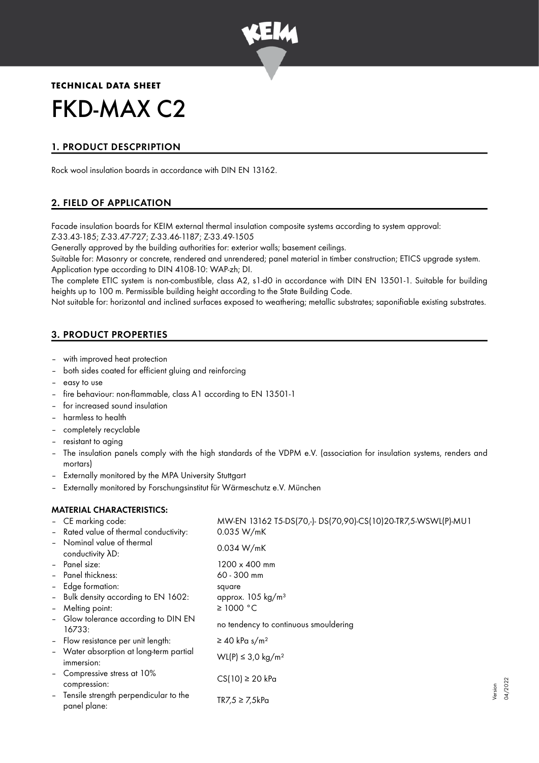**TECHNICAL DATA SHEET**

# FKD-MAX C2

## 1. PRODUCT DESCPRIPTION

Rock wool insulation boards in accordance with DIN EN 13162.

## 2. FIELD OF APPLICATION

Facade insulation boards for KEIM external thermal insulation composite systems according to system approval:
Z-33.43-185; Z-33.47-727; Z-33.46-1187; Z-33.49-1505

Generally approved by the building authorities for: exterior walls; basement ceilings.

Suitable for: Masonry or concrete, rendered and unrendered; panel material in timber construction; ETICS upgrade system.

Application type according to DIN 4108-10: WAP-zh; DI.

The complete ETIC system is non-combustible, class A2, s1-d0 in accordance with DIN EN 13501-1. Suitable for building heights up to 100 m. Permissible building height according to the State Building Code.

Not suitable for: horizontal and inclined surfaces exposed to weathering; metallic substrates; saponifiable existing substrates.

## 3. PRODUCT PROPERTIES

- with improved heat protection
- both sides coated for efficient gluing and reinforcing
- easy to use
- fire behaviour: non-flammable, class A1 according to EN 13501-1
- for increased sound insulation
- harmless to health
- completely recyclable
- resistant to aging
- The insulation panels comply with the high standards of the VDPM e.V. (association for insulation systems, renders and mortars)
- Externally monitored by the MPA University Stuttgart
- Externally monitored by Forschungsinstitut für Wärmeschutz e.V. München

### MATERIAL CHARACTERISTICS:

| | |
|---|---|
| – CE marking code: | MW-EN 13162 T5-DS(70,-)- DS(70,90)-CS(10)20-TR7,5-WSWL(P)-MU1 |
| – Rated value of thermal conductivity: | 0.035 W/mK |
| – Nominal value of thermal conductivity λD: | 0.034 W/mK |
| – Panel size: | 1200 x 400 mm |
| – Panel thickness: | 60 - 300 mm |
| – Edge formation: | square |
| – Bulk density according to EN 1602: | approx. 105 kg/m³ |
| – Melting point: | ≥ 1000 °C |
| – Glow tolerance according to DIN EN 16733: | no tendency to continuous smouldering |
| – Flow resistance per unit length: | ≥ 40 kPa s/m² |
| – Water absorption at long-term partial immersion: | WL(P) ≤ 3,0 kg/m² |
| – Compressive stress at 10% compression: | CS(10) ≥ 20 kPa |
| – Tensile strength perpendicular to the panel plane: | TR7,5 ≥ 7,5kPa |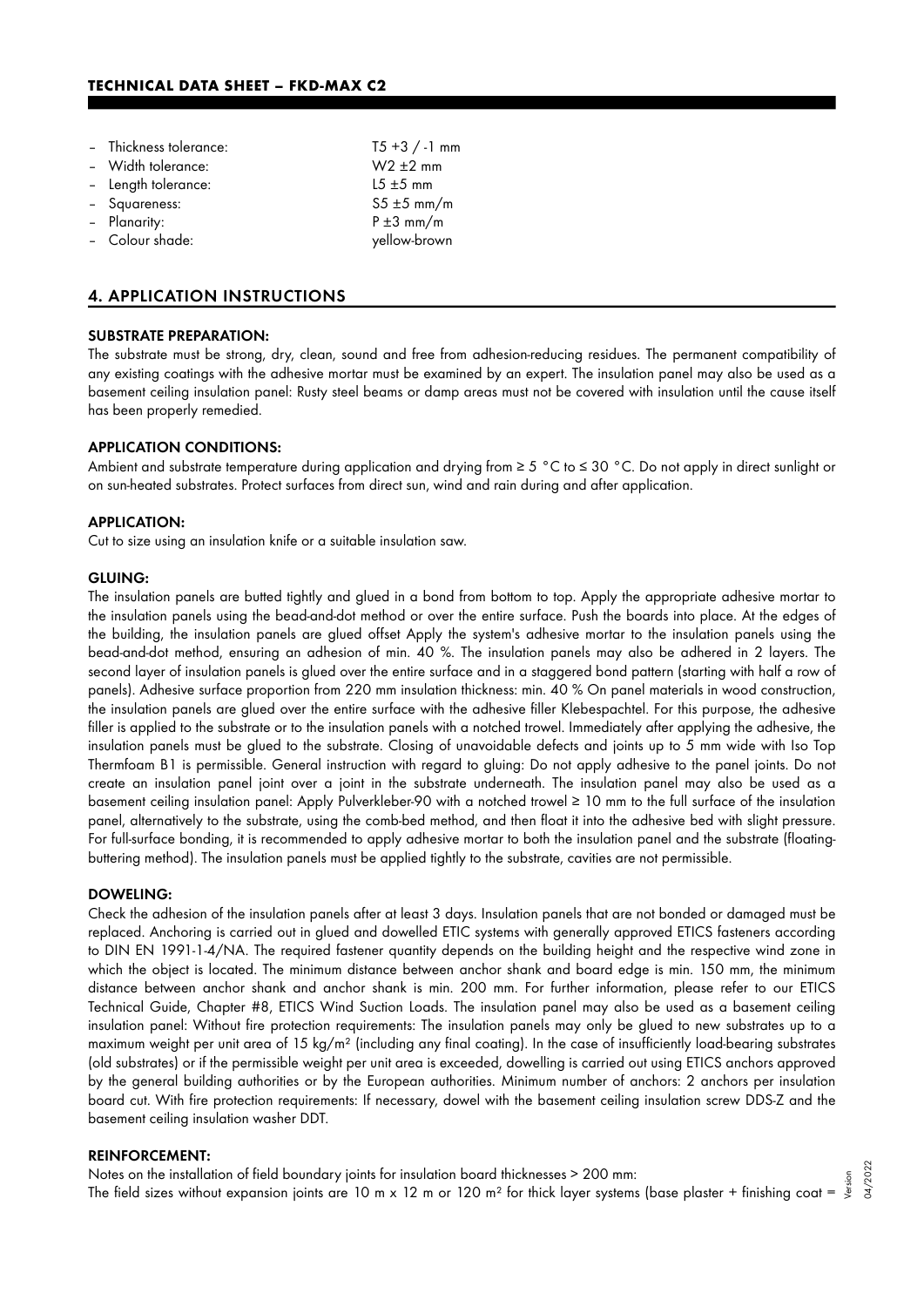- Thickness tolerance: T5 +3 / -1 mm
- Width tolerance: W2 ±2 mm
- Length tolerance: L5 ±5 mm
- Squareness: S5 ±5 mm/m
- Planarity: P ±3 mm/m
- Colour shade: yellow-brown

## 4. APPLICATION INSTRUCTIONS

### SUBSTRATE PREPARATION:

The substrate must be strong, dry, clean, sound and free from adhesion-reducing residues. The permanent compatibility of any existing coatings with the adhesive mortar must be examined by an expert. The insulation panel may also be used as a basement ceiling insulation panel: Rusty steel beams or damp areas must not be covered with insulation until the cause itself has been properly remedied.

### APPLICATION CONDITIONS:

Ambient and substrate temperature during application and drying from ≥ 5 °C to ≤ 30 °C. Do not apply in direct sunlight or on sun-heated substrates. Protect surfaces from direct sun, wind and rain during and after application.

### APPLICATION:

Cut to size using an insulation knife or a suitable insulation saw.

### GLUING:

The insulation panels are butted tightly and glued in a bond from bottom to top. Apply the appropriate adhesive mortar to the insulation panels using the bead-and-dot method or over the entire surface. Push the boards into place. At the edges of the building, the insulation panels are glued offset Apply the system's adhesive mortar to the insulation panels using the bead-and-dot method, ensuring an adhesion of min. 40 %. The insulation panels may also be adhered in 2 layers. The second layer of insulation panels is glued over the entire surface and in a staggered bond pattern (starting with half a row of panels). Adhesive surface proportion from 220 mm insulation thickness: min. 40 % On panel materials in wood construction, the insulation panels are glued over the entire surface with the adhesive filler Klebespachtel. For this purpose, the adhesive filler is applied to the substrate or to the insulation panels with a notched trowel. Immediately after applying the adhesive, the insulation panels must be glued to the substrate. Closing of unavoidable defects and joints up to 5 mm wide with Iso Top Thermfoam B1 is permissible. General instruction with regard to gluing: Do not apply adhesive to the panel joints. Do not create an insulation panel joint over a joint in the substrate underneath. The insulation panel may also be used as a basement ceiling insulation panel: Apply Pulverkleber-90 with a notched trowel ≥ 10 mm to the full surface of the insulation panel, alternatively to the substrate, using the comb-bed method, and then float it into the adhesive bed with slight pressure. For full-surface bonding, it is recommended to apply adhesive mortar to both the insulation panel and the substrate (floating-buttering method). The insulation panels must be applied tightly to the substrate, cavities are not permissible.

### DOWELING:

Check the adhesion of the insulation panels after at least 3 days. Insulation panels that are not bonded or damaged must be replaced. Anchoring is carried out in glued and dowelled ETIC systems with generally approved ETICS fasteners according to DIN EN 1991-1-4/NA. The required fastener quantity depends on the building height and the respective wind zone in which the object is located. The minimum distance between anchor shank and board edge is min. 150 mm, the minimum distance between anchor shank and anchor shank is min. 200 mm. For further information, please refer to our ETICS Technical Guide, Chapter #8, ETICS Wind Suction Loads. The insulation panel may also be used as a basement ceiling insulation panel: Without fire protection requirements: The insulation panels may only be glued to new substrates up to a maximum weight per unit area of 15 kg/m² (including any final coating). In the case of insufficiently load-bearing substrates (old substrates) or if the permissible weight per unit area is exceeded, dowelling is carried out using ETICS anchors approved by the general building authorities or by the European authorities. Minimum number of anchors: 2 anchors per insulation board cut. With fire protection requirements: If necessary, dowel with the basement ceiling insulation screw DDS-Z and the basement ceiling insulation washer DDT.

### REINFORCEMENT:

Notes on the installation of field boundary joints for insulation board thicknesses > 200 mm:
The field sizes without expansion joints are 10 m x 12 m or 120 m² for thick layer systems (base plaster + finishing coat =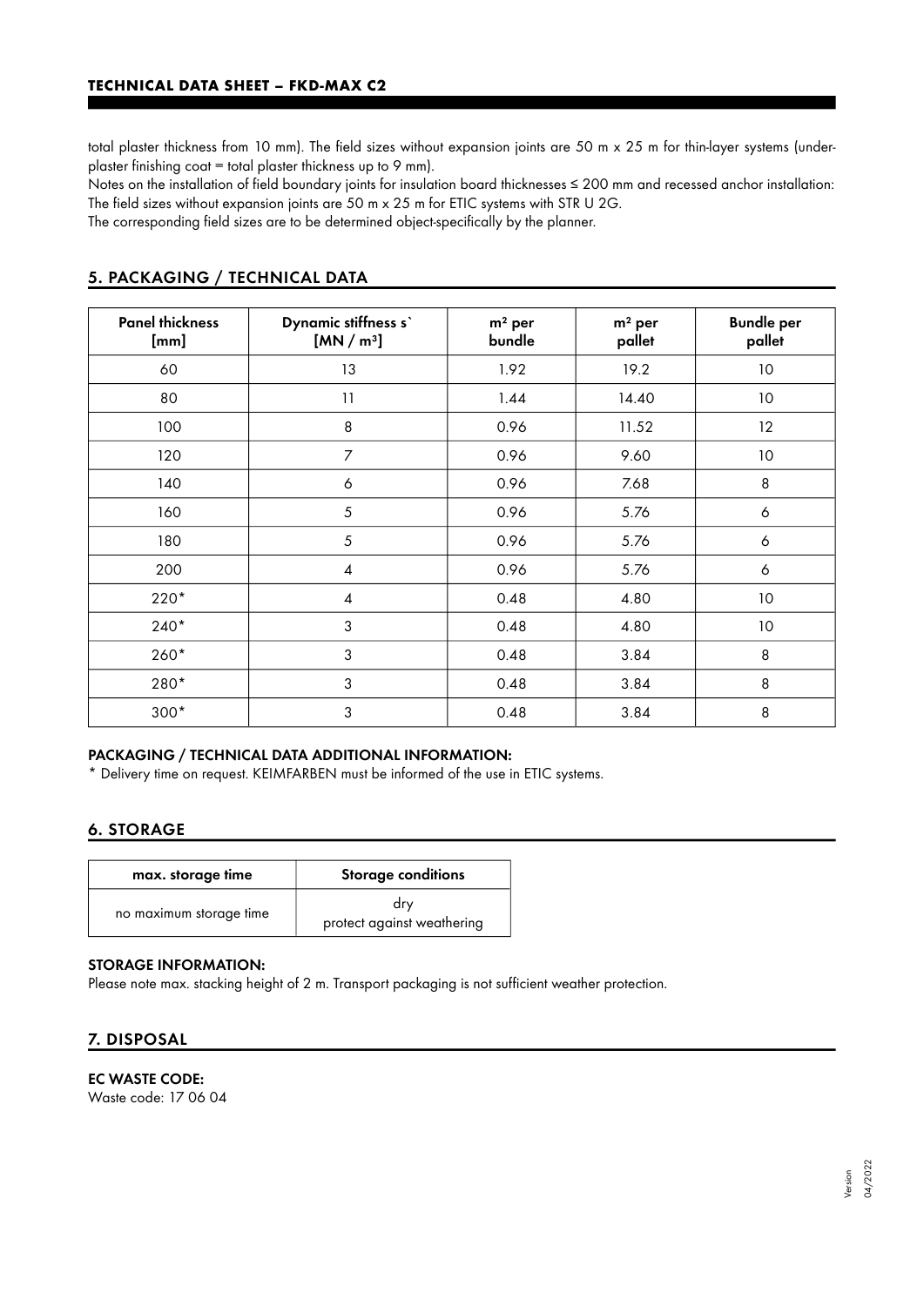total plaster thickness from 10 mm). The field sizes without expansion joints are 50 m x 25 m for thin-layer systems (underplaster finishing coat = total plaster thickness up to 9 mm).
Notes on the installation of field boundary joints for insulation board thicknesses ≤ 200 mm and recessed anchor installation: The field sizes without expansion joints are 50 m x 25 m for ETIC systems with STR U 2G.
The corresponding field sizes are to be determined object-specifically by the planner.

## 5. PACKAGING / TECHNICAL DATA

| Panel thickness [mm] | Dynamic stiffness s` [MN / m³] | m² per bundle | m² per pallet | Bundle per pallet |
|---|---|---|---|---|
| 60 | 13 | 1.92 | 19.2 | 10 |
| 80 | 11 | 1.44 | 14.40 | 10 |
| 100 | 8 | 0.96 | 11.52 | 12 |
| 120 | 7 | 0.96 | 9.60 | 10 |
| 140 | 6 | 0.96 | 7.68 | 8 |
| 160 | 5 | 0.96 | 5.76 | 6 |
| 180 | 5 | 0.96 | 5.76 | 6 |
| 200 | 4 | 0.96 | 5.76 | 6 |
| 220* | 4 | 0.48 | 4.80 | 10 |
| 240* | 3 | 0.48 | 4.80 | 10 |
| 260* | 3 | 0.48 | 3.84 | 8 |
| 280* | 3 | 0.48 | 3.84 | 8 |
| 300* | 3 | 0.48 | 3.84 | 8 |

**PACKAGING / TECHNICAL DATA ADDITIONAL INFORMATION:**

* Delivery time on request. KEIMFARBEN must be informed of the use in ETIC systems.

## 6. STORAGE

| max. storage time | Storage conditions |
|---|---|
| no maximum storage time | dry<br>protect against weathering |

**STORAGE INFORMATION:**

Please note max. stacking height of 2 m. Transport packaging is not sufficient weather protection.

## 7. DISPOSAL

**EC WASTE CODE:**

Waste code: 17 06 04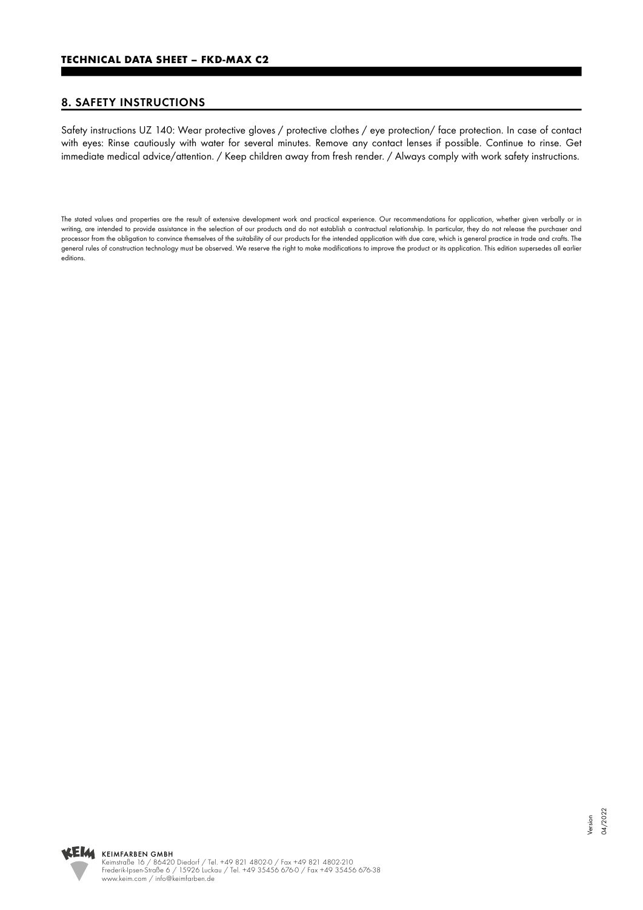## 8. SAFETY INSTRUCTIONS

Safety instructions UZ 140: Wear protective gloves / protective clothes / eye protection/ face protection. In case of contact with eyes: Rinse cautiously with water for several minutes. Remove any contact lenses if possible. Continue to rinse. Get immediate medical advice/attention. / Keep children away from fresh render. / Always comply with work safety instructions.

The stated values and properties are the result of extensive development work and practical experience. Our recommendations for application, whether given verbally or in writing, are intended to provide assistance in the selection of our products and do not establish a contractual relationship. In particular, they do not release the purchaser and processor from the obligation to convince themselves of the suitability of our products for the intended application with due care, which is general practice in trade and crafts. The general rules of construction technology must be observed. We reserve the right to make modifications to improve the product or its application. This edition supersedes all earlier editions.

KEIMFARBEN GMBH
Keimstraße 16 / 86420 Diedorf / Tel. +49 821 4802-0 / Fax +49 821 4802-210
Frederik-Ipsen-Straße 6 / 15926 Luckau / Tel. +49 35456 676-0 / Fax +49 35456 676-38
www.keim.com / info@keimfarben.de

Version 04/2022